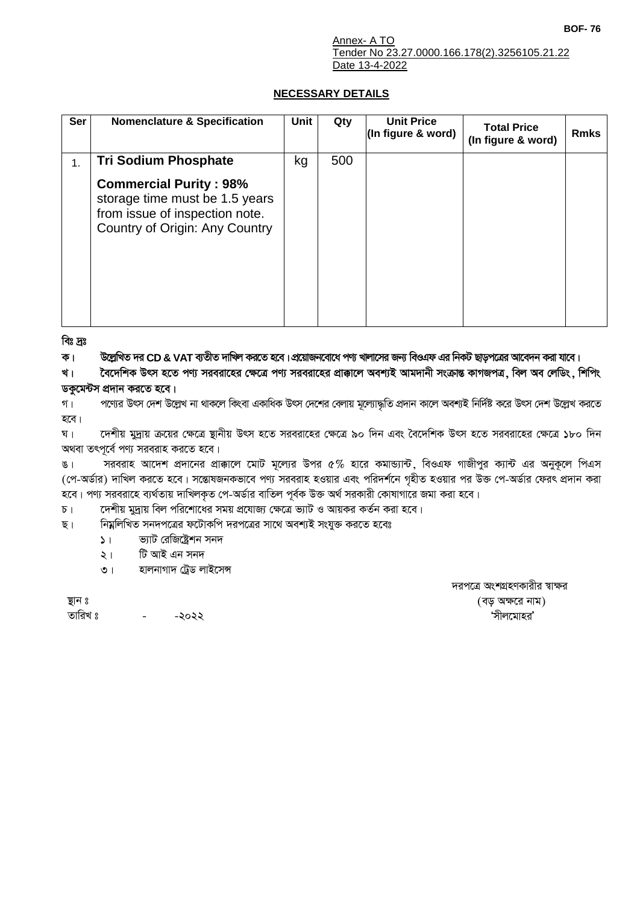BOF- 76

Annex- A TO
Tender No 23.27.0000.166.178(2).3256105.21.22
Date 13-4-2022

## NECESSARY DETAILS

| Ser | Nomenclature & Specification | Unit | Qty | Unit Price (In figure & word) | Total Price (In figure & word) | Rmks |
|---|---|---|---|---|---|---|
| 1. | **Tri Sodium Phosphate**<br><br>**Commercial Purity : 98%** storage time must be 1.5 years from issue of inspection note. Country of Origin: Any Country | kg | 500 | | | |

**বিঃ দ্রঃ**

**ক। উল্লেখিত দর CD & VAT ব্যতীত দাখিল করতে হবে। প্রয়োজনবোধে পণ্য খালাসের জন্য বিওএফ এর নিকট ছাড়পত্রের আবেদন করা যাবে।**

**খ। বৈদেশিক উৎস হতে পণ্য সরবরাহের ক্ষেত্রে পণ্য সরবরাহের প্রাক্কালে অবশ্যই আমদানী সংক্রান্ত কাগজপত্র, বিল অব লেডিং, শিপিং ডকুমেন্টস প্রদান করতে হবে।**

গ। পণ্যের উৎস দেশ উল্লেখ না থাকলে কিংবা একাধিক উৎস দেশের বেলায় মূল্যোদ্ধৃতি প্রদান কালে অবশ্যই নির্দিষ্ট করে উৎস দেশ উল্লেখ করতে হবে।

ঘ। দেশীয় মুদ্রায় ক্রয়ের ক্ষেত্রে স্থানীয় উৎস হতে সরবরাহের ক্ষেত্রে ৯০ দিন এবং বৈদেশিক উৎস হতে সরবরাহের ক্ষেত্রে ১৮০ দিন অথবা তৎপূর্বে পণ্য সরবরাহ করতে হবে।

ঙ। সরবরাহ আদেশ প্রদানের প্রাক্কালে মোট মূল্যের উপর ৫% হারে কমান্ড্যান্ট, বিওএফ গাজীপুর ক্যান্ট এর অনুকূলে পিএস (পে-অর্ডার) দাখিল করতে হবে। সন্তোষজনকভাবে পণ্য সরবরাহ হওয়ার এবং পরিদর্শনে গৃহীত হওয়ার পর উক্ত পে-অর্ডার ফেরৎ প্রদান করা হবে। পণ্য সরবরাহে ব্যর্থতায় দাখিলকৃত পে-অর্ডার বাতিল পূর্বক উক্ত অর্থ সরকারী কোষাগারে জমা করা হবে।

চ। দেশীয় মুদ্রায় বিল পরিশোধের সময় প্রযোজ্য ক্ষেত্রে ভ্যাট ও আয়কর কর্তন করা হবে।

ছ। নিম্নলিখিত সনদপত্রের ফটোকপি দরপত্রের সাথে অবশ্যই সংযুক্ত করতে হবেঃ

১। ভ্যাট রেজিষ্ট্রেশন সনদ

২। টি আই এন সনদ

৩। হালনাগাদ ট্রেড লাইসেন্স

দরপত্রে অংশগ্রহণকারীর স্বাক্ষর
(বড় অক্ষরে নাম)
'সীলমোহর'

স্থান ঃ
তারিখ ঃ - -২০২২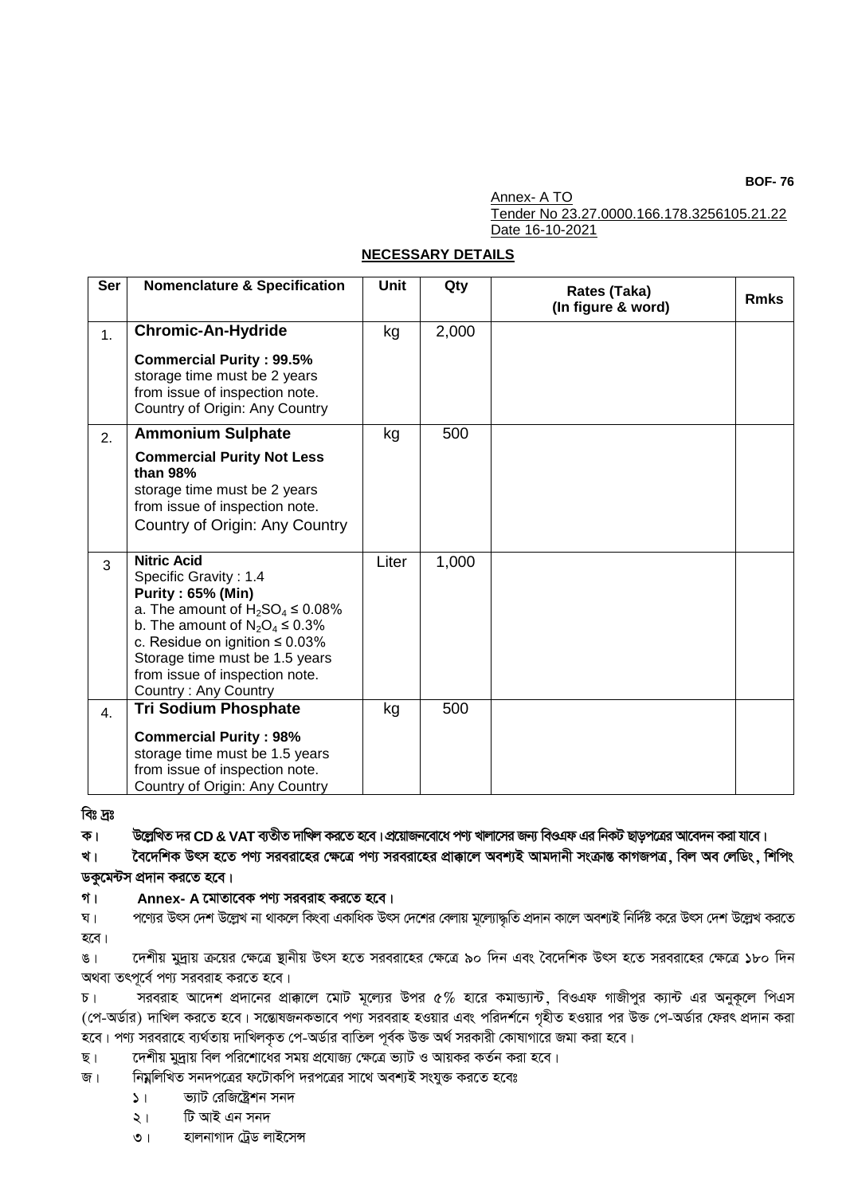**BOF- 76**

Annex- A TO
Tender No 23.27.0000.166.178.3256105.21.22
Date 16-10-2021

## NECESSARY DETAILS

| Ser | Nomenclature & Specification | Unit | Qty | Rates (Taka) (In figure & word) | Rmks |
|---|---|---|---|---|---|
| 1. | **Chromic-An-Hydride**<br>**Commercial Purity : 99.5%**<br>storage time must be 2 years from issue of inspection note.<br>Country of Origin: Any Country | kg | 2,000 | | |
| 2. | **Ammonium Sulphate**<br>**Commercial Purity Not Less than 98%**<br>storage time must be 2 years from issue of inspection note.<br>Country of Origin: Any Country | kg | 500 | | |
| 3 | **Nitric Acid**<br>Specific Gravity : 1.4<br>**Purity : 65% (Min)**<br>a. The amount of $H_2SO_4 \le 0.08\%$<br>b. The amount of $N_2O_4 \le 0.3\%$<br>c. Residue on ignition ≤ 0.03%<br>Storage time must be 1.5 years from issue of inspection note.<br>Country : Any Country | Liter | 1,000 | | |
| 4. | **Tri Sodium Phosphate**<br>**Commercial Purity : 98%**<br>storage time must be 1.5 years from issue of inspection note.<br>Country of Origin: Any Country | kg | 500 | | |

**বিঃ দ্রঃ**

**ক। উল্লেখিত দর CD & VAT ব্যতীত দাখিল করতে হবে। প্রয়োজনবোধে পণ্য খালাসের জন্য বিওএফ এর নিকট ছাড়পত্রের আবেদন করা যাবে।**

**খ। বৈদেশিক উৎস হতে পণ্য সরবরাহের ক্ষেত্রে পণ্য সরবরাহের প্রাক্কালে অবশ্যই আমদানী সংক্রান্ত কাগজপত্র, বিল অব লেডিং, শিপিং ডকুমেন্টস প্রদান করতে হবে।**

**গ। Annex- A মোতাবেক পণ্য সরবরাহ করতে হবে।**

ঘ। পণ্যের উৎস দেশ উল্লেখ না থাকলে কিংবা একাধিক উৎস দেশের বেলায় মূল্যোদ্ধৃতি প্রদান কালে অবশ্যই নির্দিষ্ট করে উৎস দেশ উল্লেখ করতে হবে।

ঙ। দেশীয় মুদ্রায় ক্রয়ের ক্ষেত্রে স্থানীয় উৎস হতে সরবরাহের ক্ষেত্রে ৯০ দিন এবং বৈদেশিক উৎস হতে সরবরাহের ক্ষেত্রে ১৮০ দিন অথবা তৎপূর্বে পণ্য সরবরাহ করতে হবে।

চ। সরবরাহ আদেশ প্রদানের প্রাক্কালে মোট মূল্যের উপর ৫% হারে কমান্ড্যান্ট, বিওএফ গাজীপুর ক্যান্ট এর অনুকূলে পিএস (পে-অর্ডার) দাখিল করতে হবে। সন্তোষজনকভাবে পণ্য সরবরাহ হওয়ার এবং পরিদর্শনে গৃহীত হওয়ার পর উক্ত পে-অর্ডার ফেরৎ প্রদান করা হবে। পণ্য সরবরাহে ব্যর্থতায় দাখিলকৃত পে-অর্ডার বাতিল পূর্বক উক্ত অর্থ সরকারী কোষাগারে জমা করা হবে।

ছ। দেশীয় মুদ্রায় বিল পরিশোধের সময় প্রযোজ্য ক্ষেত্রে ভ্যাট ও আয়কর কর্তন করা হবে।

জ। নিম্নলিখিত সনদপত্রের ফটোকপি দরপত্রের সাথে অবশ্যই সংযুক্ত করতে হবেঃ

১। ভ্যাট রেজিষ্ট্রেশন সনদ

২। টি আই এন সনদ

৩। হালনাগাদ ট্রেড লাইসেন্স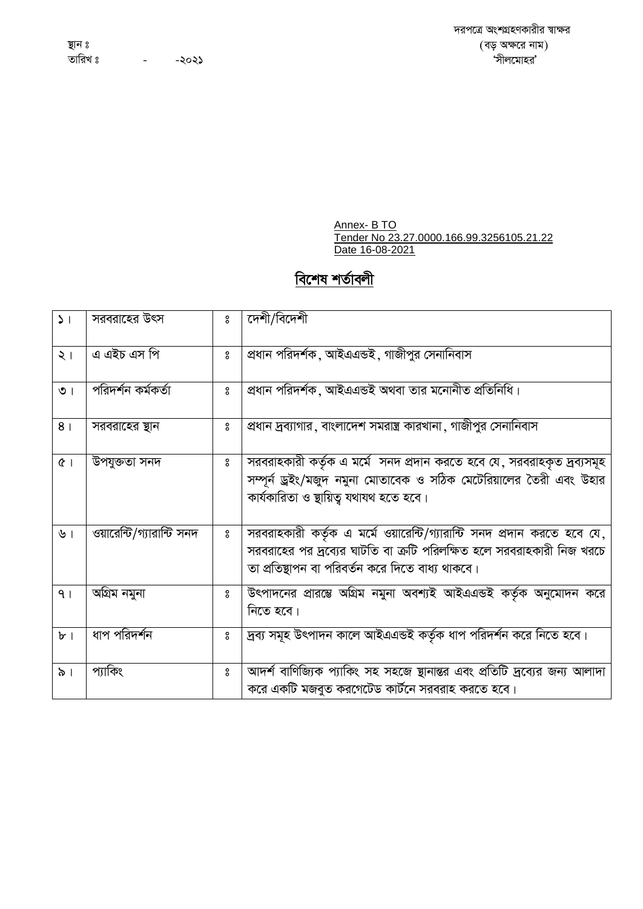স্থান ঃ
তারিখ ঃ - -২০২১

দরপত্রে অংশগ্রহণকারীর স্বাক্ষর
(বড় অক্ষরে নাম)
'সীলমোহর'

Annex- B TO
Tender No 23.27.0000.166.99.3256105.21.22
Date 16-08-2021

# বিশেষ শর্তাবলী

| | | | |
|---|---|---|---|
| ১। | সরবরাহের উৎস | ঃ | দেশী/বিদেশী |
| ২। | এ এইচ এস পি | ঃ | প্রধান পরিদর্শক, আইএএন্ডই, গাজীপুর সেনানিবাস |
| ৩। | পরিদর্শন কর্মকর্তা | ঃ | প্রধান পরিদর্শক, আইএএন্ডই অথবা তার মনোনীত প্রতিনিধি। |
| ৪। | সরবরাহের স্থান | ঃ | প্রধান দ্রব্যাগার, বাংলাদেশ সমরাস্ত্র কারখানা, গাজীপুর সেনানিবাস |
| ৫। | উপযুক্ততা সনদ | ঃ | সরবরাহকারী কর্তৃক এ মর্মে সনদ প্রদান করতে হবে যে, সরবরাহকৃত দ্রব্যসমূহ সম্পূর্ন ড্রইং/মজুদ নমুনা মোতাবেক ও সঠিক মেটেরিয়ালের তৈরী এবং উহার কার্যকারিতা ও স্থায়িত্ব যথাযথ হতে হবে। |
| ৬। | ওয়ারেন্টি/গ্যারান্টি সনদ | ঃ | সরবরাহকারী কর্তৃক এ মর্মে ওয়ারেন্টি/গ্যারান্টি সনদ প্রদান করতে হবে যে, সরবরাহের পর দ্রব্যের ঘাটতি বা ত্রুটি পরিলক্ষিত হলে সরবরাহকারী নিজ খরচে তা প্রতিস্থাপন বা পরিবর্তন করে দিতে বাধ্য থাকবে। |
| ৭। | অগ্রিম নমুনা | ঃ | উৎপাদনের প্রারম্ভে অগ্রিম নমুনা অবশ্যই আইএএন্ডই কর্তৃক অনুমোদন করে নিতে হবে। |
| ৮। | ধাপ পরিদর্শন | ঃ | দ্রব্য সমূহ উৎপাদন কালে আইএএন্ডই কর্তৃক ধাপ পরিদর্শন করে নিতে হবে। |
| ৯। | প্যাকিং | ঃ | আদর্শ বাণিজ্যিক প্যাকিং সহ সহজে স্থানান্তর এবং প্রতিটি দ্রব্যের জন্য আলাদা করে একটি মজবুত করগেটেড কার্টনে সরবরাহ করতে হবে। |